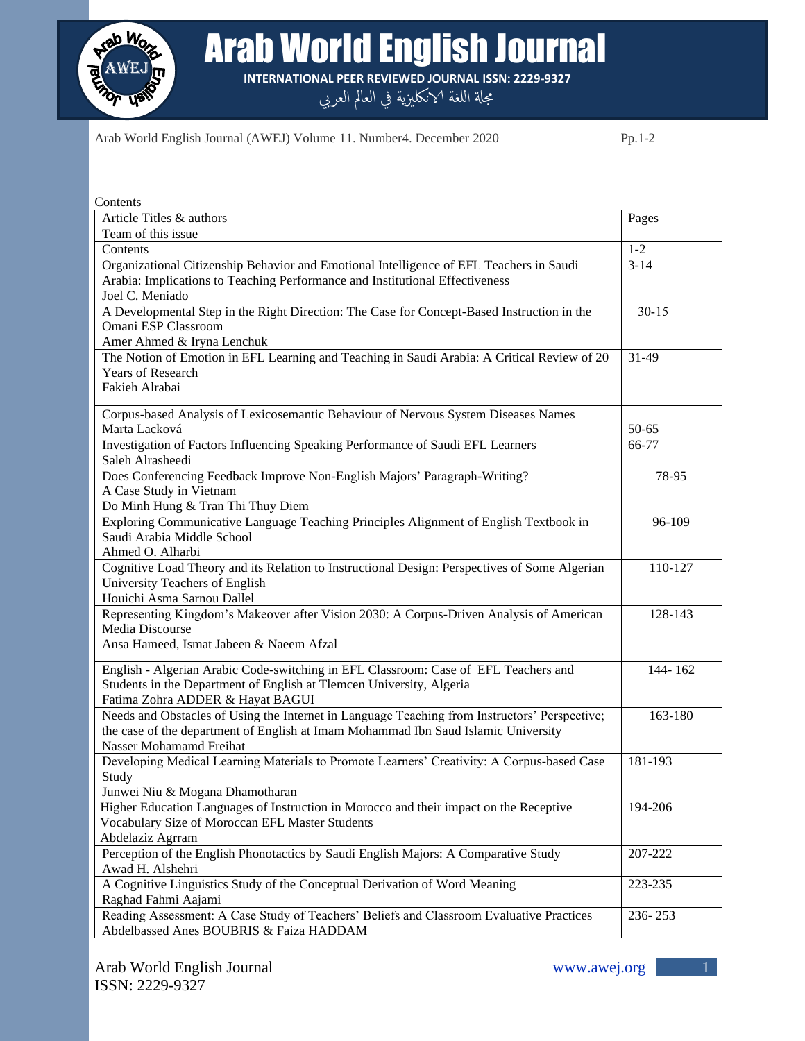# Arab World English Journal

**INTERNATIONAL PEER REVIEWED JOURNAL ISSN: 2229-9327**

مجلة اللغة الانكليزية في العالم العربي

Arab World English Journal (AWEJ) Volume 11. Number4. December 2020 Pp.1-2

Contents

| Article Titles & authors | Pages |
| --- | --- |
| Team of this issue | |
| Contents | 1-2 |
| Organizational Citizenship Behavior and Emotional Intelligence of EFL Teachers in Saudi Arabia: Implications to Teaching Performance and Institutional Effectiveness<br>Joel C. Meniado | 3-14 |
| A Developmental Step in the Right Direction: The Case for Concept-Based Instruction in the Omani ESP Classroom<br>Amer Ahmed & Iryna Lenchuk | 30-15 |
| The Notion of Emotion in EFL Learning and Teaching in Saudi Arabia: A Critical Review of 20 Years of Research<br>Fakieh Alrabai | 31-49 |
| Corpus-based Analysis of Lexicosemantic Behaviour of Nervous System Diseases Names<br>Marta Lacková | 50-65 |
| Investigation of Factors Influencing Speaking Performance of Saudi EFL Learners<br>Saleh Alrasheedi | 66-77 |
| Does Conferencing Feedback Improve Non-English Majors' Paragraph-Writing? A Case Study in Vietnam<br>Do Minh Hung & Tran Thi Thuy Diem | 78-95 |
| Exploring Communicative Language Teaching Principles Alignment of English Textbook in Saudi Arabia Middle School<br>Ahmed O. Alharbi | 96-109 |
| Cognitive Load Theory and its Relation to Instructional Design: Perspectives of Some Algerian University Teachers of English<br>Houichi Asma Sarnou Dallel | 110-127 |
| Representing Kingdom's Makeover after Vision 2030: A Corpus-Driven Analysis of American Media Discourse<br>Ansa Hameed, Ismat Jabeen & Naeem Afzal | 128-143 |
| English - Algerian Arabic Code-switching in EFL Classroom: Case of EFL Teachers and Students in the Department of English at Tlemcen University, Algeria<br>Fatima Zohra ADDER & Hayat BAGUI | 144- 162 |
| Needs and Obstacles of Using the Internet in Language Teaching from Instructors' Perspective; the case of the department of English at Imam Mohammad Ibn Saud Islamic University<br>Nasser Mohamamd Freihat | 163-180 |
| Developing Medical Learning Materials to Promote Learners' Creativity: A Corpus-based Case Study<br>Junwei Niu & Mogana Dhamotharan | 181-193 |
| Higher Education Languages of Instruction in Morocco and their impact on the Receptive Vocabulary Size of Moroccan EFL Master Students<br>Abdelaziz Agrram | 194-206 |
| Perception of the English Phonotactics by Saudi English Majors: A Comparative Study<br>Awad H. Alshehri | 207-222 |
| A Cognitive Linguistics Study of the Conceptual Derivation of Word Meaning<br>Raghad Fahmi Aajami | 223-235 |
| Reading Assessment: A Case Study of Teachers' Beliefs and Classroom Evaluative Practices<br>Abdelbassed Anes BOUBRIS & Faiza HADDAM | 236- 253 |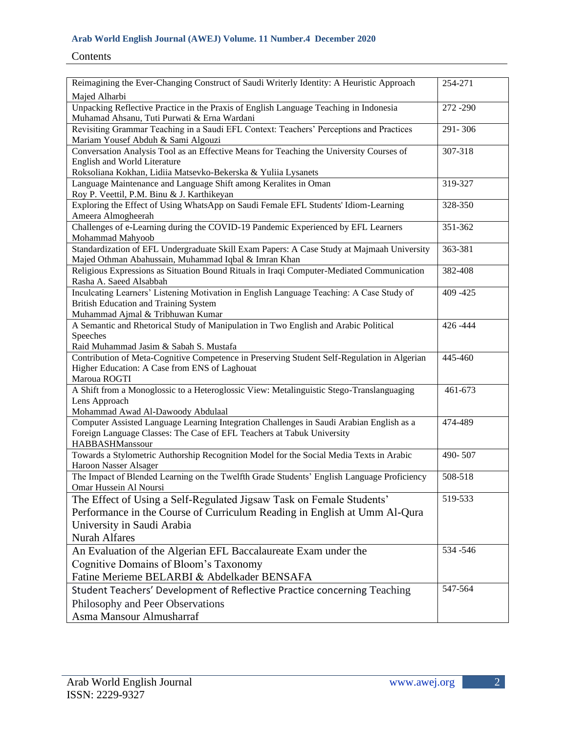Contents

| | |
|---|---|
| Reimagining the Ever-Changing Construct of Saudi Writerly Identity: A Heuristic Approach<br>Majed Alharbi | 254-271 |
| Unpacking Reflective Practice in the Praxis of English Language Teaching in Indonesia<br>Muhamad Ahsanu, Tuti Purwati & Erna Wardani | 272 -290 |
| Revisiting Grammar Teaching in a Saudi EFL Context: Teachers' Perceptions and Practices<br>Mariam Yousef Abduh & Sami Algouzi | 291- 306 |
| Conversation Analysis Tool as an Effective Means for Teaching the University Courses of English and World Literature<br>Roksoliana Kokhan, Lidiia Matsevko-Bekerska & Yuliia Lysanets | 307-318 |
| Language Maintenance and Language Shift among Keralites in Oman<br>Roy P. Veettil, P.M. Binu & J. Karthikeyan | 319-327 |
| Exploring the Effect of Using WhatsApp on Saudi Female EFL Students' Idiom-Learning<br>Ameera Almogheerah | 328-350 |
| Challenges of e-Learning during the COVID-19 Pandemic Experienced by EFL Learners<br>Mohammad Mahyoob | 351-362 |
| Standardization of EFL Undergraduate Skill Exam Papers: A Case Study at Majmaah University<br>Majed Othman Abahussain, Muhammad Iqbal & Imran Khan | 363-381 |
| Religious Expressions as Situation Bound Rituals in Iraqi Computer-Mediated Communication<br>Rasha A. Saeed Alsabbah | 382-408 |
| Inculcating Learners' Listening Motivation in English Language Teaching: A Case Study of British Education and Training System<br>Muhammad Ajmal & Tribhuwan Kumar | 409 -425 |
| A Semantic and Rhetorical Study of Manipulation in Two English and Arabic Political Speeches<br>Raid Muhammad Jasim & Sabah S. Mustafa | 426 -444 |
| Contribution of Meta-Cognitive Competence in Preserving Student Self-Regulation in Algerian Higher Education: A Case from ENS of Laghouat<br>Maroua ROGTI | 445-460 |
| A Shift from a Monoglossic to a Heteroglossic View: Metalinguistic Stego-Translanguaging Lens Approach<br>Mohammad Awad Al-Dawoody Abdulaal | 461-673 |
| Computer Assisted Language Learning Integration Challenges in Saudi Arabian English as a Foreign Language Classes: The Case of EFL Teachers at Tabuk University<br>HABBASHManssour | 474-489 |
| Towards a Stylometric Authorship Recognition Model for the Social Media Texts in Arabic<br>Haroon Nasser Alsager | 490- 507 |
| The Impact of Blended Learning on the Twelfth Grade Students' English Language Proficiency<br>Omar Hussein Al Noursi | 508-518 |
| The Effect of Using a Self-Regulated Jigsaw Task on Female Students' Performance in the Course of Curriculum Reading in English at Umm Al-Qura University in Saudi Arabia<br>Nurah Alfares | 519-533 |
| An Evaluation of the Algerian EFL Baccalaureate Exam under the Cognitive Domains of Bloom's Taxonomy<br>Fatine Merieme BELARBI & Abdelkader BENSAFA | 534 -546 |
| Student Teachers' Development of Reflective Practice concerning Teaching Philosophy and Peer Observations<br>Asma Mansour Almusharraf | 547-564 |